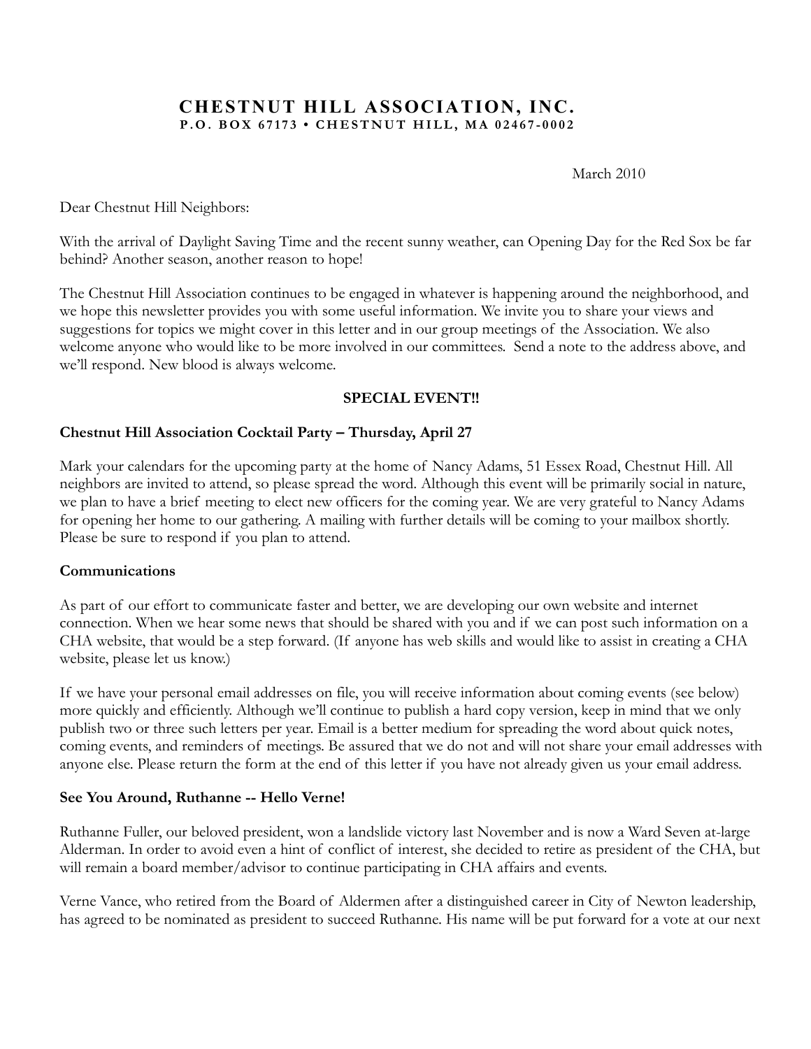# CHESTNUT HILL ASSOCIATION, INC.

**P.O. BOX 67173 • CHESTNUT HILL, MA 02467-0002**

March 2010

Dear Chestnut Hill Neighbors:

With the arrival of Daylight Saving Time and the recent sunny weather, can Opening Day for the Red Sox be far behind? Another season, another reason to hope!

The Chestnut Hill Association continues to be engaged in whatever is happening around the neighborhood, and we hope this newsletter provides you with some useful information. We invite you to share your views and suggestions for topics we might cover in this letter and in our group meetings of the Association. We also welcome anyone who would like to be more involved in our committees. Send a note to the address above, and we'll respond. New blood is always welcome.

## SPECIAL EVENT!!

### Chestnut Hill Association Cocktail Party – Thursday, April 27

Mark your calendars for the upcoming party at the home of Nancy Adams, 51 Essex Road, Chestnut Hill. All neighbors are invited to attend, so please spread the word. Although this event will be primarily social in nature, we plan to have a brief meeting to elect new officers for the coming year. We are very grateful to Nancy Adams for opening her home to our gathering. A mailing with further details will be coming to your mailbox shortly. Please be sure to respond if you plan to attend.

### Communications

As part of our effort to communicate faster and better, we are developing our own website and internet connection. When we hear some news that should be shared with you and if we can post such information on a CHA website, that would be a step forward. (If anyone has web skills and would like to assist in creating a CHA website, please let us know.)

If we have your personal email addresses on file, you will receive information about coming events (see below) more quickly and efficiently. Although we'll continue to publish a hard copy version, keep in mind that we only publish two or three such letters per year. Email is a better medium for spreading the word about quick notes, coming events, and reminders of meetings. Be assured that we do not and will not share your email addresses with anyone else. Please return the form at the end of this letter if you have not already given us your email address.

### See You Around, Ruthanne -- Hello Verne!

Ruthanne Fuller, our beloved president, won a landslide victory last November and is now a Ward Seven at-large Alderman. In order to avoid even a hint of conflict of interest, she decided to retire as president of the CHA, but will remain a board member/advisor to continue participating in CHA affairs and events.

Verne Vance, who retired from the Board of Aldermen after a distinguished career in City of Newton leadership, has agreed to be nominated as president to succeed Ruthanne. His name will be put forward for a vote at our next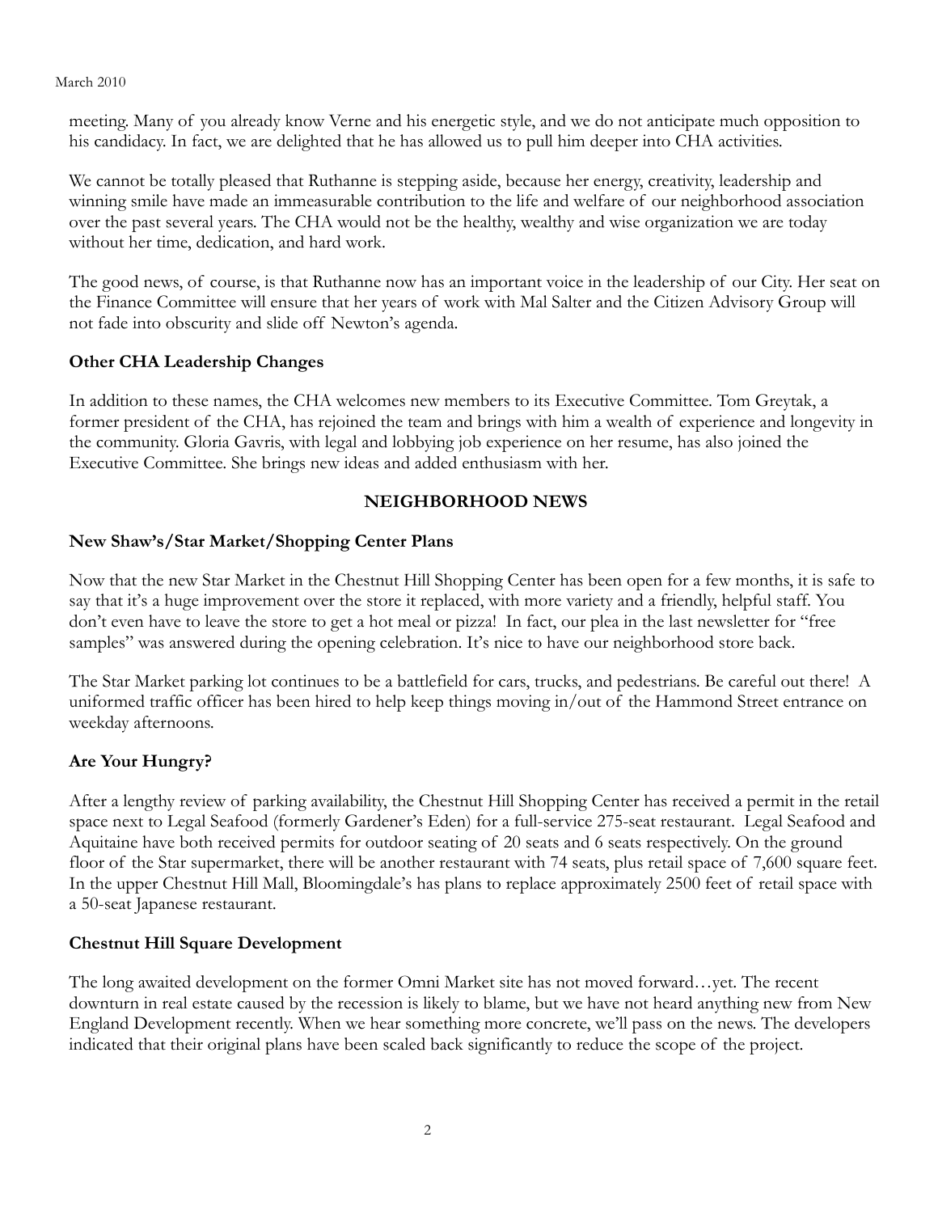meeting. Many of you already know Verne and his energetic style, and we do not anticipate much opposition to his candidacy. In fact, we are delighted that he has allowed us to pull him deeper into CHA activities.

We cannot be totally pleased that Ruthanne is stepping aside, because her energy, creativity, leadership and winning smile have made an immeasurable contribution to the life and welfare of our neighborhood association over the past several years. The CHA would not be the healthy, wealthy and wise organization we are today without her time, dedication, and hard work.

The good news, of course, is that Ruthanne now has an important voice in the leadership of our City. Her seat on the Finance Committee will ensure that her years of work with Mal Salter and the Citizen Advisory Group will not fade into obscurity and slide off Newton's agenda.

### Other CHA Leadership Changes

In addition to these names, the CHA welcomes new members to its Executive Committee. Tom Greytak, a former president of the CHA, has rejoined the team and brings with him a wealth of experience and longevity in the community. Gloria Gavris, with legal and lobbying job experience on her resume, has also joined the Executive Committee. She brings new ideas and added enthusiasm with her.

## NEIGHBORHOOD NEWS

### New Shaw's/Star Market/Shopping Center Plans

Now that the new Star Market in the Chestnut Hill Shopping Center has been open for a few months, it is safe to say that it's a huge improvement over the store it replaced, with more variety and a friendly, helpful staff. You don't even have to leave the store to get a hot meal or pizza! In fact, our plea in the last newsletter for "free samples" was answered during the opening celebration. It's nice to have our neighborhood store back.

The Star Market parking lot continues to be a battlefield for cars, trucks, and pedestrians. Be careful out there! A uniformed traffic officer has been hired to help keep things moving in/out of the Hammond Street entrance on weekday afternoons.

### Are Your Hungry?

After a lengthy review of parking availability, the Chestnut Hill Shopping Center has received a permit in the retail space next to Legal Seafood (formerly Gardener's Eden) for a full-service 275-seat restaurant. Legal Seafood and Aquitaine have both received permits for outdoor seating of 20 seats and 6 seats respectively. On the ground floor of the Star supermarket, there will be another restaurant with 74 seats, plus retail space of 7,600 square feet. In the upper Chestnut Hill Mall, Bloomingdale's has plans to replace approximately 2500 feet of retail space with a 50-seat Japanese restaurant.

### Chestnut Hill Square Development

The long awaited development on the former Omni Market site has not moved forward…yet. The recent downturn in real estate caused by the recession is likely to blame, but we have not heard anything new from New England Development recently. When we hear something more concrete, we'll pass on the news. The developers indicated that their original plans have been scaled back significantly to reduce the scope of the project.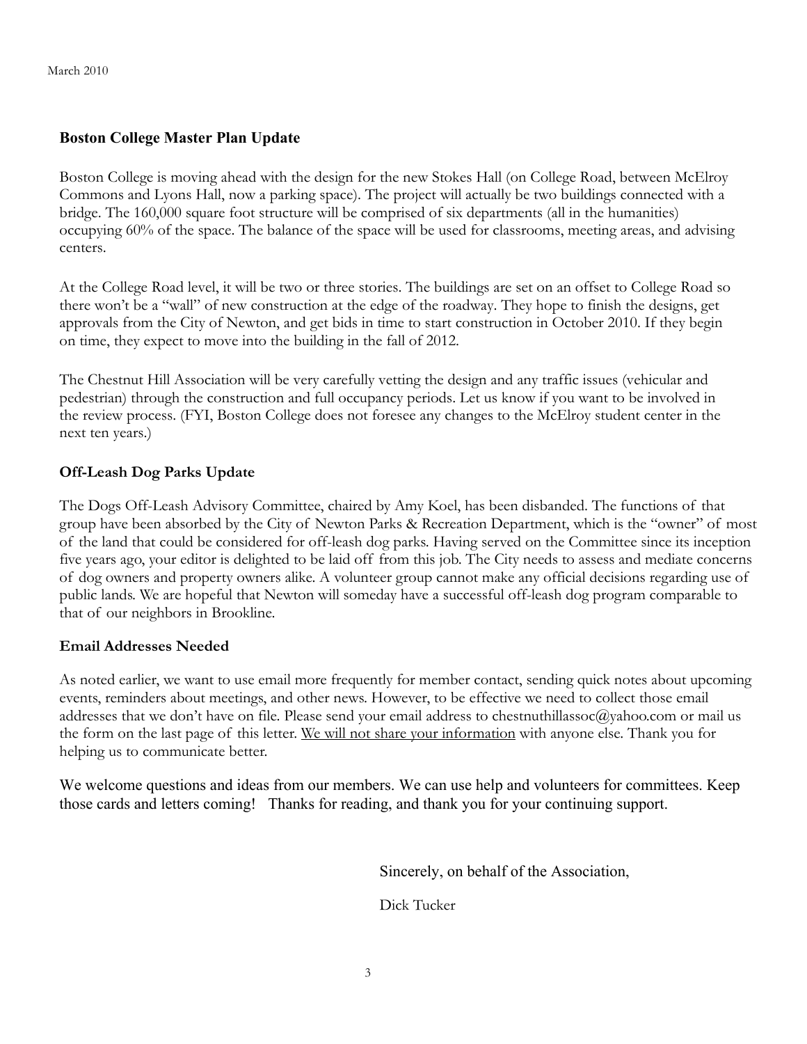## Boston College Master Plan Update

Boston College is moving ahead with the design for the new Stokes Hall (on College Road, between McElroy Commons and Lyons Hall, now a parking space). The project will actually be two buildings connected with a bridge. The 160,000 square foot structure will be comprised of six departments (all in the humanities) occupying 60% of the space. The balance of the space will be used for classrooms, meeting areas, and advising centers.

At the College Road level, it will be two or three stories. The buildings are set on an offset to College Road so there won't be a "wall" of new construction at the edge of the roadway. They hope to finish the designs, get approvals from the City of Newton, and get bids in time to start construction in October 2010. If they begin on time, they expect to move into the building in the fall of 2012.

The Chestnut Hill Association will be very carefully vetting the design and any traffic issues (vehicular and pedestrian) through the construction and full occupancy periods. Let us know if you want to be involved in the review process. (FYI, Boston College does not foresee any changes to the McElroy student center in the next ten years.)

### Off-Leash Dog Parks Update

The Dogs Off-Leash Advisory Committee, chaired by Amy Koel, has been disbanded. The functions of that group have been absorbed by the City of Newton Parks & Recreation Department, which is the "owner" of most of the land that could be considered for off-leash dog parks. Having served on the Committee since its inception five years ago, your editor is delighted to be laid off from this job. The City needs to assess and mediate concerns of dog owners and property owners alike. A volunteer group cannot make any official decisions regarding use of public lands. We are hopeful that Newton will someday have a successful off-leash dog program comparable to that of our neighbors in Brookline.

### Email Addresses Needed

As noted earlier, we want to use email more frequently for member contact, sending quick notes about upcoming events, reminders about meetings, and other news. However, to be effective we need to collect those email addresses that we don't have on file. Please send your email address to chestnuthillassoc@yahoo.com or mail us the form on the last page of this letter. <u>We will not share your information</u> with anyone else. Thank you for helping us to communicate better.

We welcome questions and ideas from our members. We can use help and volunteers for committees. Keep those cards and letters coming! Thanks for reading, and thank you for your continuing support.

Sincerely, on behalf of the Association,

Dick Tucker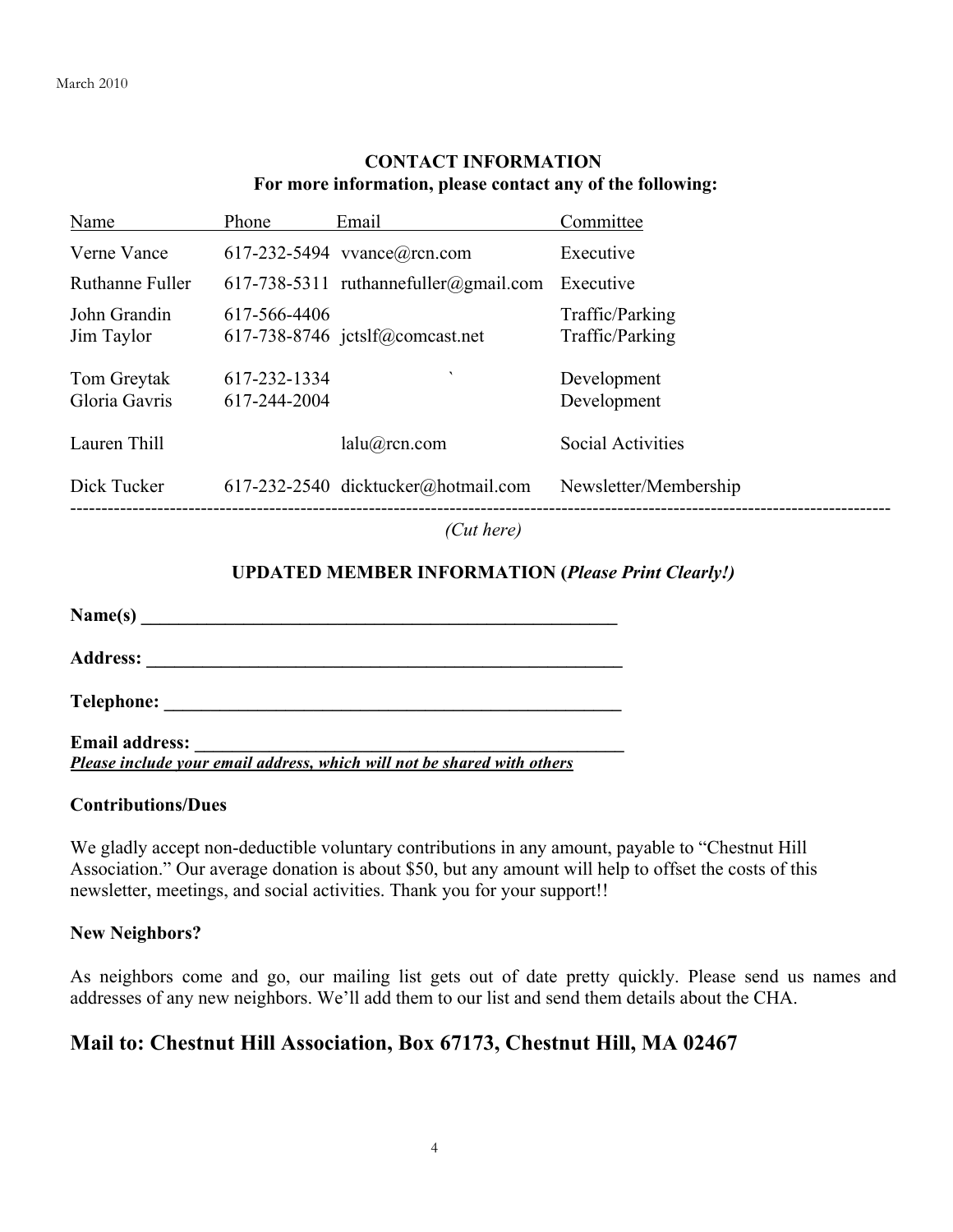## CONTACT INFORMATION

**For more information, please contact any of the following:**

| Name | Phone | Email | Committee |
| --- | --- | --- | --- |
| Verne Vance | 617-232-5494 | vvance@rcn.com | Executive |
| Ruthanne Fuller | 617-738-5311 | ruthannefuller@gmail.com | Executive |
| John Grandin | 617-566-4406 | | Traffic/Parking |
| Jim Taylor | 617-738-8746 | jctslf@comcast.net | Traffic/Parking |
| Tom Greytak | 617-232-1334 | ` | Development |
| Gloria Gavris | 617-244-2004 | | Development |
| Lauren Thill | | lalu@rcn.com | Social Activities |
| Dick Tucker | 617-232-2540 | dicktucker@hotmail.com | Newsletter/Membership |

---

*(Cut here)*

## UPDATED MEMBER INFORMATION (*Please Print Clearly!)*

**Name(s)** ______________________________________________________

**Address:** ______________________________________________________

**Telephone:** ____________________________________________________

**Email address:** _________________________________________________

***Please include your email address, which will not be shared with others***

**Contributions/Dues**

We gladly accept non-deductible voluntary contributions in any amount, payable to "Chestnut Hill Association." Our average donation is about $50, but any amount will help to offset the costs of this newsletter, meetings, and social activities. Thank you for your support!!

**New Neighbors?**

As neighbors come and go, our mailing list gets out of date pretty quickly. Please send us names and addresses of any new neighbors. We'll add them to our list and send them details about the CHA.

## Mail to: Chestnut Hill Association, Box 67173, Chestnut Hill, MA 02467